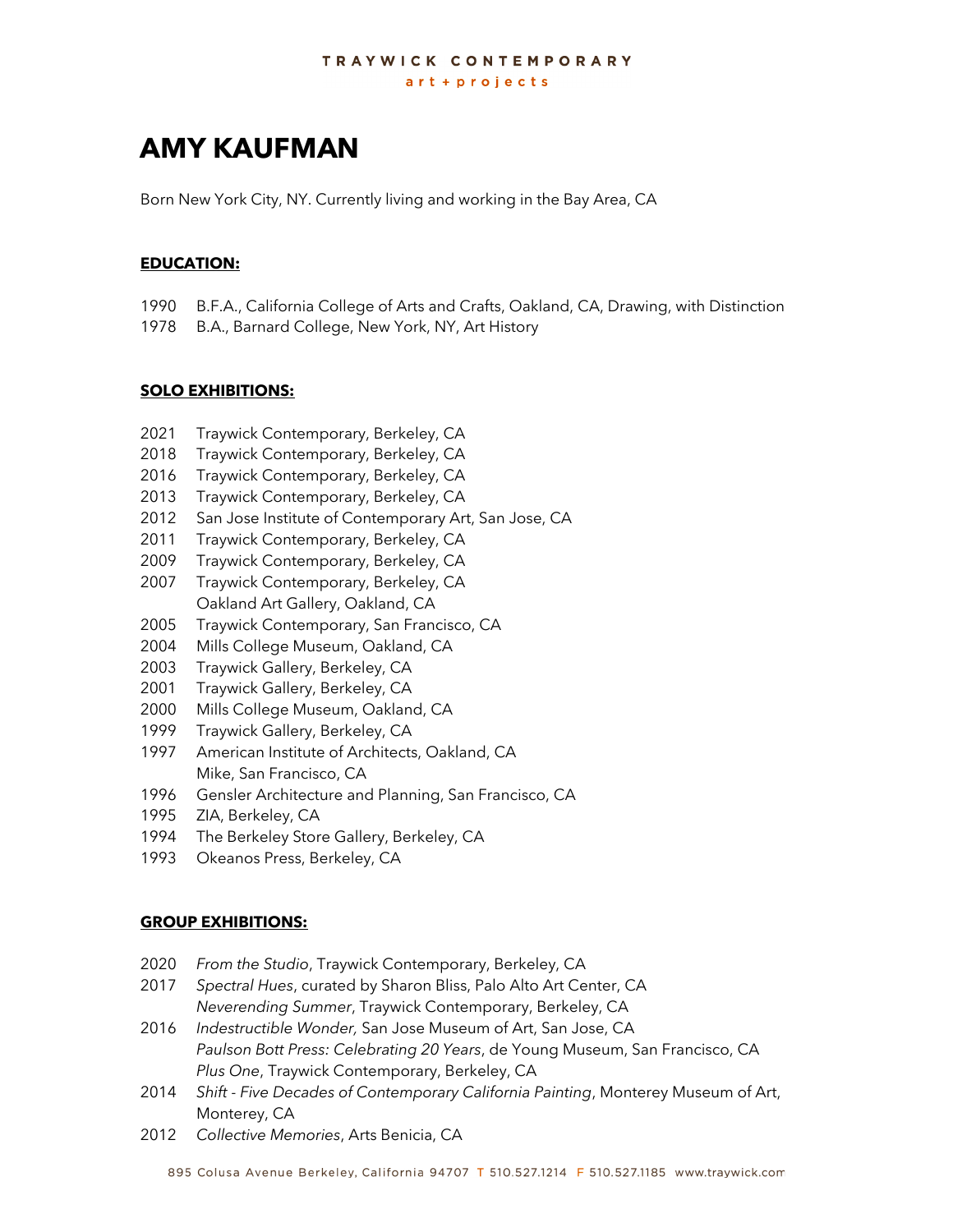TRAYWICK CONTEMPORARY
art + projects

# AMY KAUFMAN

Born New York City, NY. Currently living and working in the Bay Area, CA

## EDUCATION:

1990 B.F.A., California College of Arts and Crafts, Oakland, CA, Drawing, with Distinction
1978 B.A., Barnard College, New York, NY, Art History

## SOLO EXHIBITIONS:

2021 Traywick Contemporary, Berkeley, CA
2018 Traywick Contemporary, Berkeley, CA
2016 Traywick Contemporary, Berkeley, CA
2013 Traywick Contemporary, Berkeley, CA
2012 San Jose Institute of Contemporary Art, San Jose, CA
2011 Traywick Contemporary, Berkeley, CA
2009 Traywick Contemporary, Berkeley, CA
2007 Traywick Contemporary, Berkeley, CA
Oakland Art Gallery, Oakland, CA
2005 Traywick Contemporary, San Francisco, CA
2004 Mills College Museum, Oakland, CA
2003 Traywick Gallery, Berkeley, CA
2001 Traywick Gallery, Berkeley, CA
2000 Mills College Museum, Oakland, CA
1999 Traywick Gallery, Berkeley, CA
1997 American Institute of Architects, Oakland, CA
Mike, San Francisco, CA
1996 Gensler Architecture and Planning, San Francisco, CA
1995 ZIA, Berkeley, CA
1994 The Berkeley Store Gallery, Berkeley, CA
1993 Okeanos Press, Berkeley, CA

## GROUP EXHIBITIONS:

2020 *From the Studio*, Traywick Contemporary, Berkeley, CA
2017 *Spectral Hues*, curated by Sharon Bliss, Palo Alto Art Center, CA
*Neverending Summer*, Traywick Contemporary, Berkeley, CA
2016 *Indestructible Wonder,* San Jose Museum of Art, San Jose, CA
*Paulson Bott Press: Celebrating 20 Years*, de Young Museum, San Francisco, CA
*Plus One*, Traywick Contemporary, Berkeley, CA
2014 *Shift - Five Decades of Contemporary California Painting*, Monterey Museum of Art, Monterey, CA
2012 *Collective Memories*, Arts Benicia, CA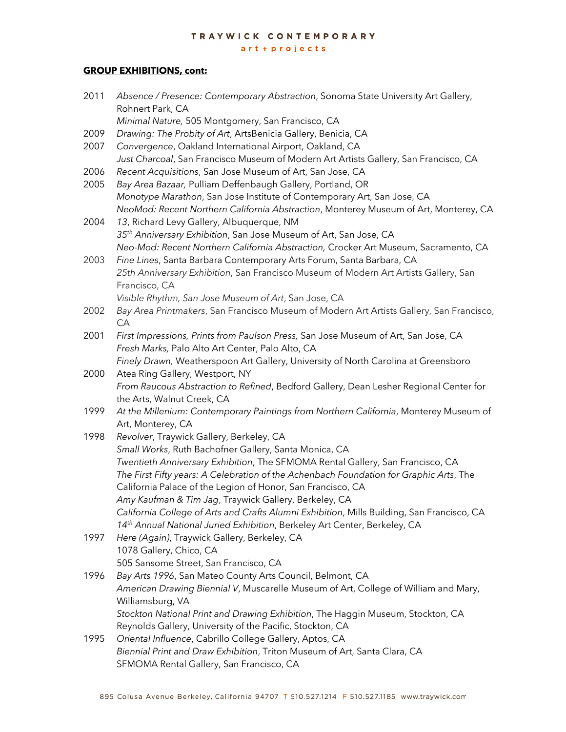**GROUP EXHIBITIONS, cont:**

2011 *Absence / Presence: Contemporary Abstraction*, Sonoma State University Art Gallery, Rohnert Park, CA
*Minimal Nature,* 505 Montgomery, San Francisco, CA

2009 *Drawing: The Probity of Art*, ArtsBenicia Gallery, Benicia, CA

2007 *Convergence*, Oakland International Airport, Oakland, CA
*Just Charcoal*, San Francisco Museum of Modern Art Artists Gallery, San Francisco, CA

2006 *Recent Acquisitions*, San Jose Museum of Art, San Jose, CA

2005 *Bay Area Bazaar,* Pulliam Deffenbaugh Gallery, Portland, OR
*Monotype Marathon*, San Jose Institute of Contemporary Art, San Jose, CA
*NeoMod: Recent Northern California Abstraction*, Monterey Museum of Art, Monterey, CA

2004 *13*, Richard Levy Gallery, Albuquerque, NM
*35th Anniversary Exhibition*, San Jose Museum of Art, San Jose, CA
*Neo-Mod: Recent Northern California Abstraction,* Crocker Art Museum, Sacramento, CA

2003 *Fine Lines*, Santa Barbara Contemporary Arts Forum, Santa Barbara, CA
*25th Anniversary Exhibition*, San Francisco Museum of Modern Art Artists Gallery, San Francisco, CA
*Visible Rhythm, San Jose Museum of Art*, San Jose, CA

2002 *Bay Area Printmakers*, San Francisco Museum of Modern Art Artists Gallery, San Francisco, CA

2001 *First Impressions, Prints from Paulson Press,* San Jose Museum of Art, San Jose, CA
*Fresh Marks,* Palo Alto Art Center, Palo Alto, CA
*Finely Drawn,* Weatherspoon Art Gallery, University of North Carolina at Greensboro

2000 Atea Ring Gallery, Westport, NY
*From Raucous Abstraction to Refined*, Bedford Gallery, Dean Lesher Regional Center for the Arts, Walnut Creek, CA

1999 *At the Millenium: Contemporary Paintings from Northern California*, Monterey Museum of Art, Monterey, CA

1998 *Revolver*, Traywick Gallery, Berkeley, CA
*Small Works*, Ruth Bachofner Gallery, Santa Monica, CA
*Twentieth Anniversary Exhibition*, The SFMOMA Rental Gallery, San Francisco, CA
*The First Fifty years: A Celebration of the Achenbach Foundation for Graphic Arts*, The California Palace of the Legion of Honor, San Francisco, CA
*Amy Kaufman & Tim Jag*, Traywick Gallery, Berkeley, CA
*California College of Arts and Crafts Alumni Exhibition*, Mills Building, San Francisco, CA
*14th Annual National Juried Exhibition*, Berkeley Art Center, Berkeley, CA

1997 *Here (Again)*, Traywick Gallery, Berkeley, CA
1078 Gallery, Chico, CA
505 Sansome Street, San Francisco, CA

1996 *Bay Arts 1996*, San Mateo County Arts Council, Belmont, CA
*American Drawing Biennial V*, Muscarelle Museum of Art, College of William and Mary, Williamsburg, VA
*Stockton National Print and Drawing Exhibition*, The Haggin Museum, Stockton, CA
Reynolds Gallery, University of the Pacific, Stockton, CA

1995 *Oriental Influence*, Cabrillo College Gallery, Aptos, CA
*Biennial Print and Draw Exhibition*, Triton Museum of Art, Santa Clara, CA
SFMOMA Rental Gallery, San Francisco, CA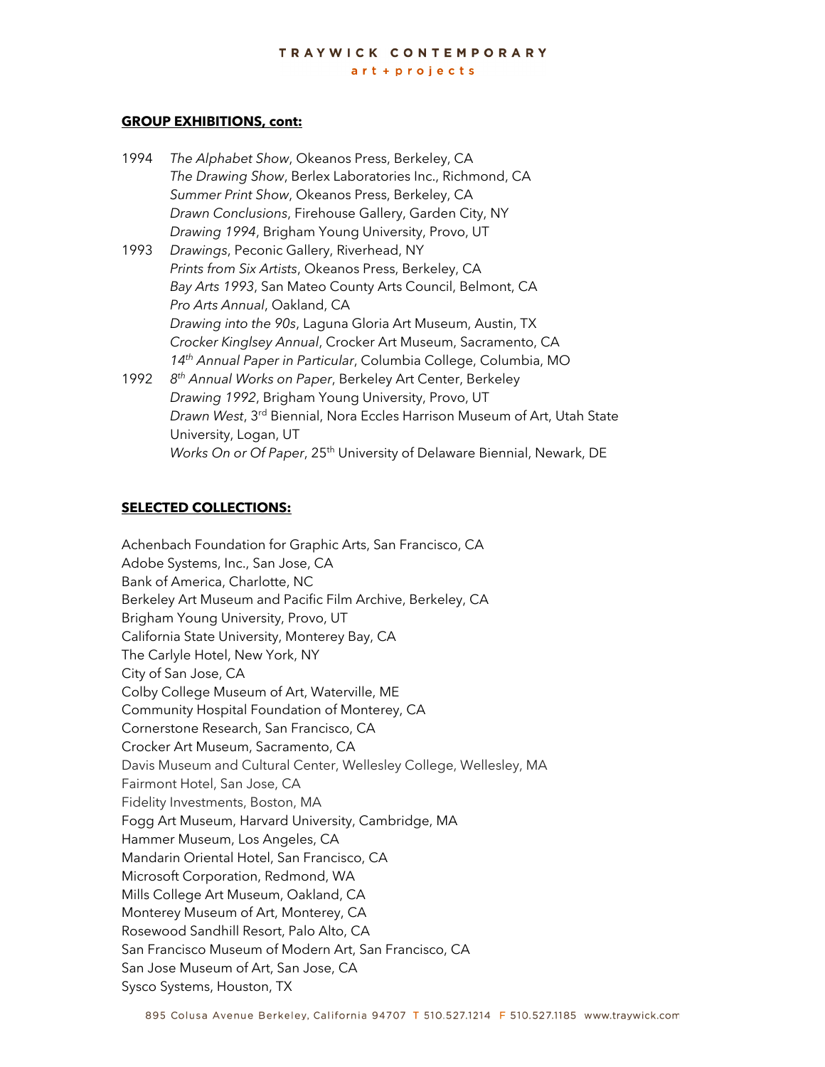**GROUP EXHIBITIONS, cont:**

1994 *The Alphabet Show*, Okeanos Press, Berkeley, CA
*The Drawing Show*, Berlex Laboratories Inc., Richmond, CA
*Summer Print Show*, Okeanos Press, Berkeley, CA
*Drawn Conclusions*, Firehouse Gallery, Garden City, NY
*Drawing 1994*, Brigham Young University, Provo, UT

1993 *Drawings*, Peconic Gallery, Riverhead, NY
*Prints from Six Artists*, Okeanos Press, Berkeley, CA
*Bay Arts 1993*, San Mateo County Arts Council, Belmont, CA
*Pro Arts Annual*, Oakland, CA
*Drawing into the 90s*, Laguna Gloria Art Museum, Austin, TX
*Crocker Kinglsey Annual*, Crocker Art Museum, Sacramento, CA
*14th Annual Paper in Particular*, Columbia College, Columbia, MO

1992 *8th Annual Works on Paper*, Berkeley Art Center, Berkeley
*Drawing 1992*, Brigham Young University, Provo, UT
*Drawn West*, 3rd Biennial, Nora Eccles Harrison Museum of Art, Utah State University, Logan, UT
*Works On or Of Paper*, 25th University of Delaware Biennial, Newark, DE

**SELECTED COLLECTIONS:**

Achenbach Foundation for Graphic Arts, San Francisco, CA
Adobe Systems, Inc., San Jose, CA
Bank of America, Charlotte, NC
Berkeley Art Museum and Pacific Film Archive, Berkeley, CA
Brigham Young University, Provo, UT
California State University, Monterey Bay, CA
The Carlyle Hotel, New York, NY
City of San Jose, CA
Colby College Museum of Art, Waterville, ME
Community Hospital Foundation of Monterey, CA
Cornerstone Research, San Francisco, CA
Crocker Art Museum, Sacramento, CA
Davis Museum and Cultural Center, Wellesley College, Wellesley, MA
Fairmont Hotel, San Jose, CA
Fidelity Investments, Boston, MA
Fogg Art Museum, Harvard University, Cambridge, MA
Hammer Museum, Los Angeles, CA
Mandarin Oriental Hotel, San Francisco, CA
Microsoft Corporation, Redmond, WA
Mills College Art Museum, Oakland, CA
Monterey Museum of Art, Monterey, CA
Rosewood Sandhill Resort, Palo Alto, CA
San Francisco Museum of Modern Art, San Francisco, CA
San Jose Museum of Art, San Jose, CA
Sysco Systems, Houston, TX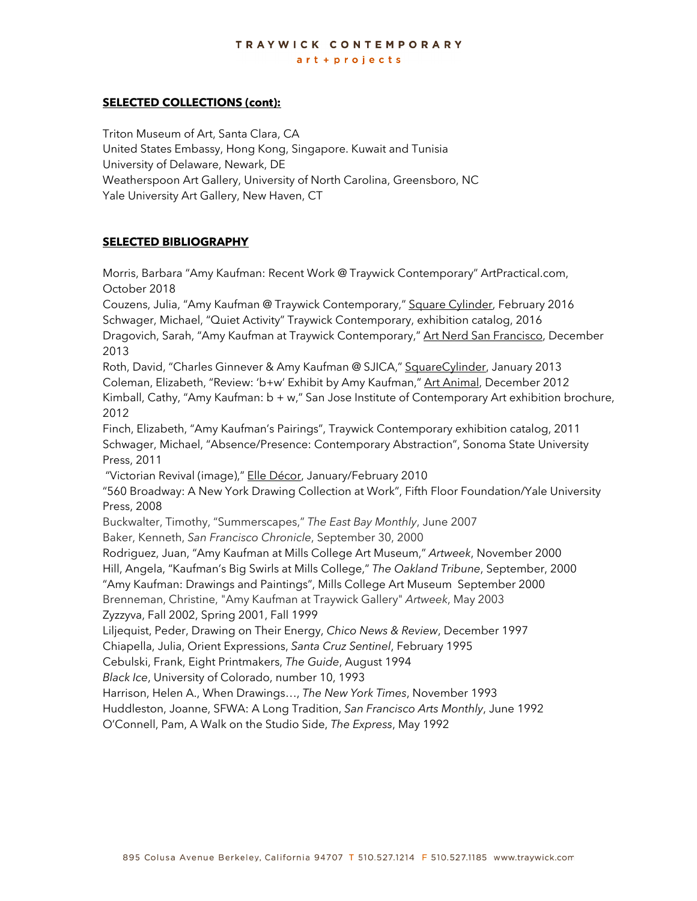## SELECTED COLLECTIONS (cont):

Triton Museum of Art, Santa Clara, CA
United States Embassy, Hong Kong, Singapore. Kuwait and Tunisia
University of Delaware, Newark, DE
Weatherspoon Art Gallery, University of North Carolina, Greensboro, NC
Yale University Art Gallery, New Haven, CT

## SELECTED BIBLIOGRAPHY

Morris, Barbara "Amy Kaufman: Recent Work @ Traywick Contemporary" ArtPractical.com, October 2018
Couzens, Julia, "Amy Kaufman @ Traywick Contemporary," Square Cylinder, February 2016
Schwager, Michael, "Quiet Activity" Traywick Contemporary, exhibition catalog, 2016
Dragovich, Sarah, "Amy Kaufman at Traywick Contemporary," Art Nerd San Francisco, December 2013
Roth, David, "Charles Ginnever & Amy Kaufman @ SJICA," SquareCylinder, January 2013
Coleman, Elizabeth, "Review: 'b+w' Exhibit by Amy Kaufman," Art Animal, December 2012
Kimball, Cathy, "Amy Kaufman: b + w," San Jose Institute of Contemporary Art exhibition brochure, 2012
Finch, Elizabeth, "Amy Kaufman's Pairings", Traywick Contemporary exhibition catalog, 2011
Schwager, Michael, "Absence/Presence: Contemporary Abstraction", Sonoma State University Press, 2011
"Victorian Revival (image)," Elle Décor, January/February 2010
"560 Broadway: A New York Drawing Collection at Work", Fifth Floor Foundation/Yale University Press, 2008
Buckwalter, Timothy, "Summerscapes," *The East Bay Monthly*, June 2007
Baker, Kenneth, *San Francisco Chronicle*, September 30, 2000
Rodriguez, Juan, "Amy Kaufman at Mills College Art Museum," *Artweek*, November 2000
Hill, Angela, "Kaufman's Big Swirls at Mills College," *The Oakland Tribune*, September, 2000
"Amy Kaufman: Drawings and Paintings", Mills College Art Museum September 2000
Brenneman, Christine, "Amy Kaufman at Traywick Gallery" *Artweek*, May 2003
Zyzzyva, Fall 2002, Spring 2001, Fall 1999
Liljequist, Peder, Drawing on Their Energy, *Chico News & Review*, December 1997
Chiapella, Julia, Orient Expressions, *Santa Cruz Sentinel*, February 1995
Cebulski, Frank, Eight Printmakers, *The Guide*, August 1994
*Black Ice*, University of Colorado, number 10, 1993
Harrison, Helen A., When Drawings…, *The New York Times*, November 1993
Huddleston, Joanne, SFWA: A Long Tradition, *San Francisco Arts Monthly*, June 1992
O'Connell, Pam, A Walk on the Studio Side, *The Express*, May 1992